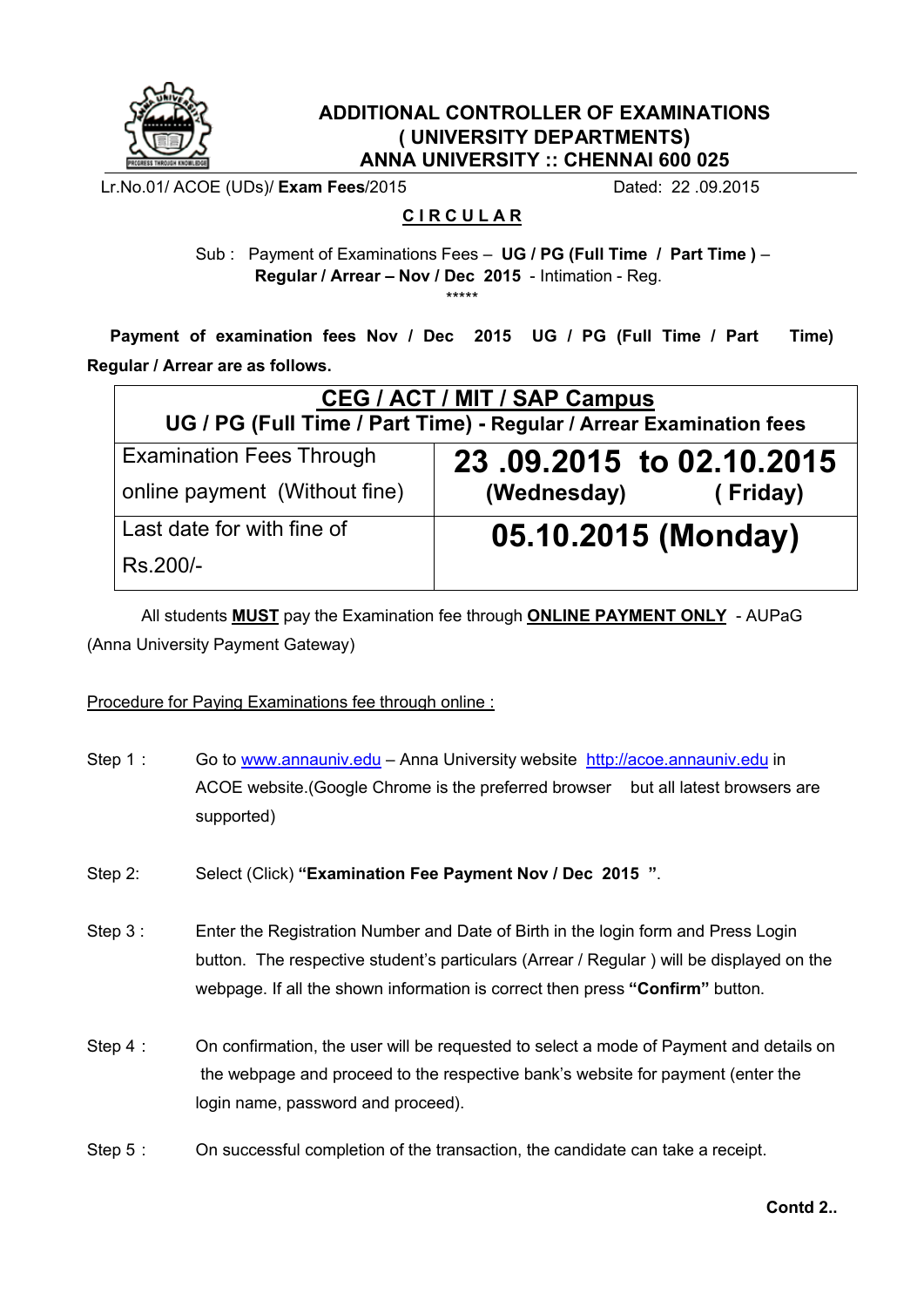# ADDITIONAL CONTROLLER OF EXAMINATIONS
## ( UNIVERSITY DEPARTMENTS)
## ANNA UNIVERSITY :: CHENNAI 600 025

Lr.No.01/ ACOE (UDs)/ **Exam Fees**/2015 Dated: 22 .09.2015

**C I R C U L A R**

Sub : Payment of Examinations Fees – **UG / PG (Full Time / Part Time )** – **Regular / Arrear – Nov / Dec 2015** - Intimation - Reg.

\*\*\*\*\*

**Payment of examination fees Nov / Dec 2015 UG / PG (Full Time / Part Time) Regular / Arrear are as follows.**

| **CEG / ACT / MIT / SAP Campus**<br>**UG / PG (Full Time / Part Time) - Regular / Arrear Examination fees** | |
|---|---|
| Examination Fees Through online payment (Without fine) | **23 .09.2015 to 02.10.2015**<br>**(Wednesday) ( Friday)** |
| Last date for with fine of Rs.200/- | **05.10.2015 (Monday)** |

All students **MUST** pay the Examination fee through **ONLINE PAYMENT ONLY** - AUPaG (Anna University Payment Gateway)

Procedure for Paying Examinations fee through online :

Step 1 : Go to www.annauniv.edu – Anna University website http://acoe.annauniv.edu in ACOE website.(Google Chrome is the preferred browser but all latest browsers are supported)

Step 2: Select (Click) **"Examination Fee Payment Nov / Dec 2015 "**.

Step 3 : Enter the Registration Number and Date of Birth in the login form and Press Login button. The respective student's particulars (Arrear / Regular ) will be displayed on the webpage. If all the shown information is correct then press **"Confirm"** button.

Step 4 : On confirmation, the user will be requested to select a mode of Payment and details on the webpage and proceed to the respective bank's website for payment (enter the login name, password and proceed).

Step 5 : On successful completion of the transaction, the candidate can take a receipt.

**Contd 2..**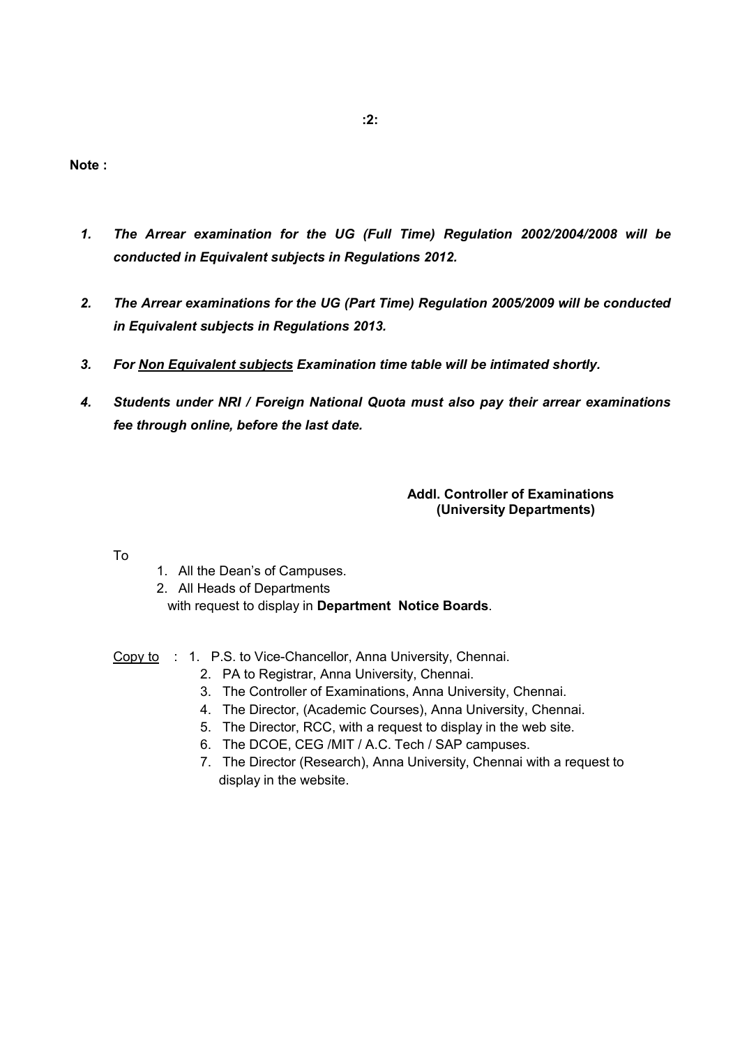**Note :**

1. ***The Arrear examination for the UG (Full Time) Regulation 2002/2004/2008 will be conducted in Equivalent subjects in Regulations 2012.***

2. ***The Arrear examinations for the UG (Part Time) Regulation 2005/2009 will be conducted in Equivalent subjects in Regulations 2013.***

3. ***For Non Equivalent subjects Examination time table will be intimated shortly.***

4. ***Students under NRI / Foreign National Quota must also pay their arrear examinations fee through online, before the last date.***

**Addl. Controller of Examinations**
**(University Departments)**

To

1. All the Dean's of Campuses.
2. All Heads of Departments
   with request to display in **Department Notice Boards**.

Copy to :

1. P.S. to Vice-Chancellor, Anna University, Chennai.
2. PA to Registrar, Anna University, Chennai.
3. The Controller of Examinations, Anna University, Chennai.
4. The Director, (Academic Courses), Anna University, Chennai.
5. The Director, RCC, with a request to display in the web site.
6. The DCOE, CEG /MIT / A.C. Tech / SAP campuses.
7. The Director (Research), Anna University, Chennai with a request to display in the website.